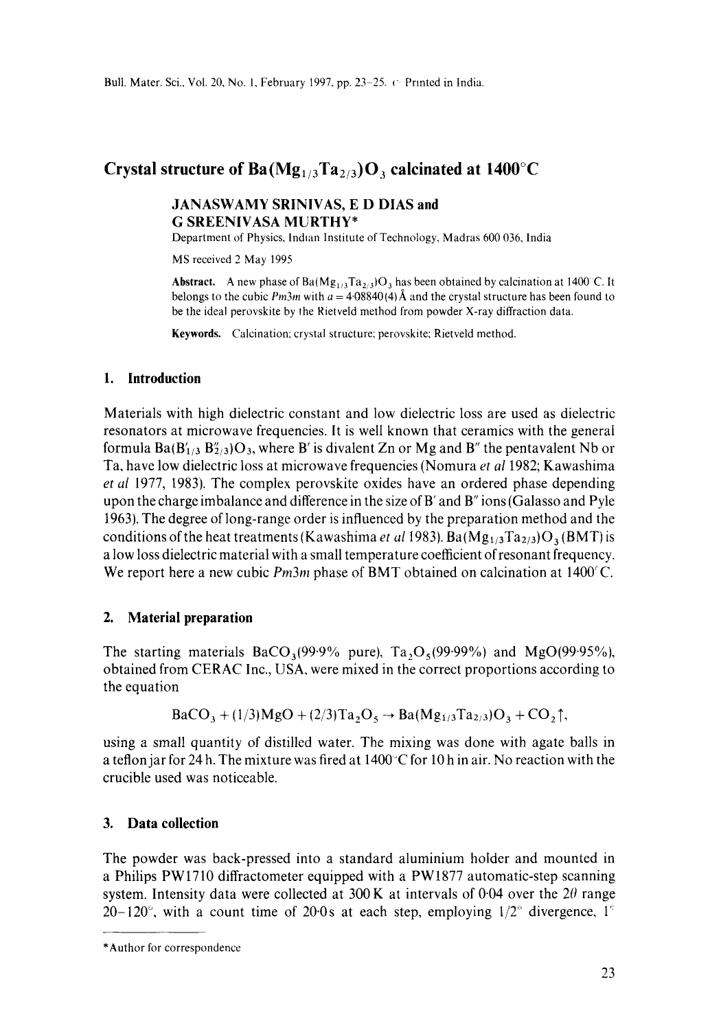# Crystal structure of $Ba(Mg_{1/3}Ta_{2/3})O_3$ calcinated at 1400°C

**JANASWAMY SRINIVAS, E D DIAS and G SREENIVASA MURTHY***

Department of Physics, Indian Institute of Technology, Madras 600 036, India

MS received 2 May 1995

**Abstract.** A new phase of $Ba(Mg_{1/3}Ta_{2/3})O_3$ has been obtained by calcination at 1400°C. It belongs to the cubic *Pm3m* with $a = 4{\cdot}08840(4)$ Å and the crystal structure has been found to be the ideal perovskite by the Rietveld method from powder X-ray diffraction data.

**Keywords.** Calcination; crystal structure; perovskite; Rietveld method.

## 1. Introduction

Materials with high dielectric constant and low dielectric loss are used as dielectric resonators at microwave frequencies. It is well known that ceramics with the general formula $Ba(B'_{1/3}B''_{2/3})O_3$, where B′ is divalent Zn or Mg and B″ the pentavalent Nb or Ta, have low dielectric loss at microwave frequencies (Nomura *et al* 1982; Kawashima *et al* 1977, 1983). The complex perovskite oxides have an ordered phase depending upon the charge imbalance and difference in the size of B′ and B″ ions (Galasso and Pyle 1963). The degree of long-range order is influenced by the preparation method and the conditions of the heat treatments (Kawashima *et al* 1983). $Ba(Mg_{1/3}Ta_{2/3})O_3$ (BMT) is a low loss dielectric material with a small temperature coefficient of resonant frequency. We report here a new cubic *Pm3m* phase of BMT obtained on calcination at 1400°C.

## 2. Material preparation

The starting materials $BaCO_3$(99·9% pure), $Ta_2O_5$(99·99%) and MgO(99·95%), obtained from CERAC Inc., USA, were mixed in the correct proportions according to the equation

$$BaCO_3 + (1/3)MgO + (2/3)Ta_2O_5 \rightarrow Ba(Mg_{1/3}Ta_{2/3})O_3 + CO_2\uparrow,$$

using a small quantity of distilled water. The mixing was done with agate balls in a teflon jar for 24 h. The mixture was fired at 1400°C for 10 h in air. No reaction with the crucible used was noticeable.

## 3. Data collection

The powder was back-pressed into a standard aluminium holder and mounted in a Philips PW1710 diffractometer equipped with a PW1877 automatic-step scanning system. Intensity data were collected at 300 K at intervals of 0·04 over the $2\theta$ range 20–120°, with a count time of 20·0 s at each step, employing 1/2° divergence, 1°

---

*Author for correspondence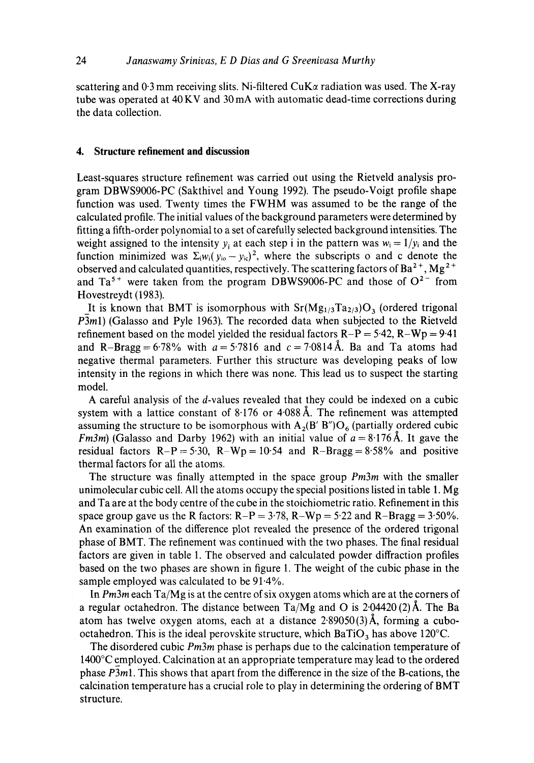scattering and 0·3 mm receiving slits. Ni-filtered CuK$\alpha$ radiation was used. The X-ray tube was operated at 40 KV and 30 mA with automatic dead-time corrections during the data collection.

## 4. Structure refinement and discussion

Least-squares structure refinement was carried out using the Rietveld analysis program DBWS9006-PC (Sakthivel and Young 1992). The pseudo-Voigt profile shape function was used. Twenty times the FWHM was assumed to be the range of the calculated profile. The initial values of the background parameters were determined by fitting a fifth-order polynomial to a set of carefully selected background intensities. The weight assigned to the intensity $y_i$ at each step i in the pattern was $w_i = 1/y_i$ and the function minimized was $\Sigma_i w_i (y_{io} - y_{ic})^2$, where the subscripts o and c denote the observed and calculated quantities, respectively. The scattering factors of $Ba^{2+}$, $Mg^{2+}$ and $Ta^{5+}$ were taken from the program DBWS9006-PC and those of $O^{2-}$ from Hovestreydt (1983).

It is known that BMT is isomorphous with $Sr(Mg_{1/3}Ta_{2/3})O_3$ (ordered trigonal $P\bar{3}m1$) (Galasso and Pyle 1963). The recorded data when subjected to the Rietveld refinement based on the model yielded the residual factors R–P = 5·42, R–Wp = 9·41 and R–Bragg = 6·78% with $a = 5{\cdot}7816$ and $c = 7{\cdot}0814$ Å. Ba and Ta atoms had negative thermal parameters. Further this structure was developing peaks of low intensity in the regions in which there was none. This lead us to suspect the starting model.

A careful analysis of the *d*-values revealed that they could be indexed on a cubic system with a lattice constant of 8·176 or 4·088 Å. The refinement was attempted assuming the structure to be isomorphous with $A_2(B'\,B'')O_6$ (partially ordered cubic *Fm3m*) (Galasso and Darby 1962) with an initial value of $a = 8{\cdot}176$ Å. It gave the residual factors R–P = 5·30, R–Wp = 10·54 and R–Bragg = 8·58% and positive thermal factors for all the atoms.

The structure was finally attempted in the space group *Pm3m* with the smaller unimolecular cubic cell. All the atoms occupy the special positions listed in table 1. Mg and Ta are at the body centre of the cube in the stoichiometric ratio. Refinement in this space group gave us the R factors: R–P = 3·78, R–Wp = 5·22 and R–Bragg = 3·50%. An examination of the difference plot revealed the presence of the ordered trigonal phase of BMT. The refinement was continued with the two phases. The final residual factors are given in table 1. The observed and calculated powder diffraction profiles based on the two phases are shown in figure 1. The weight of the cubic phase in the sample employed was calculated to be 91·4%.

In *Pm3m* each Ta/Mg is at the centre of six oxygen atoms which are at the corners of a regular octahedron. The distance between Ta/Mg and O is 2·04420 (2) Å. The Ba atom has twelve oxygen atoms, each at a distance 2·89050(3) Å, forming a cubo-octahedron. This is the ideal perovskite structure, which $BaTiO_3$ has above 120°C.

The disordered cubic *Pm3m* phase is perhaps due to the calcination temperature of 1400°C employed. Calcination at an appropriate temperature may lead to the ordered phase $P\bar{3}m1$. This shows that apart from the difference in the size of the B-cations, the calcination temperature has a crucial role to play in determining the ordering of BMT structure.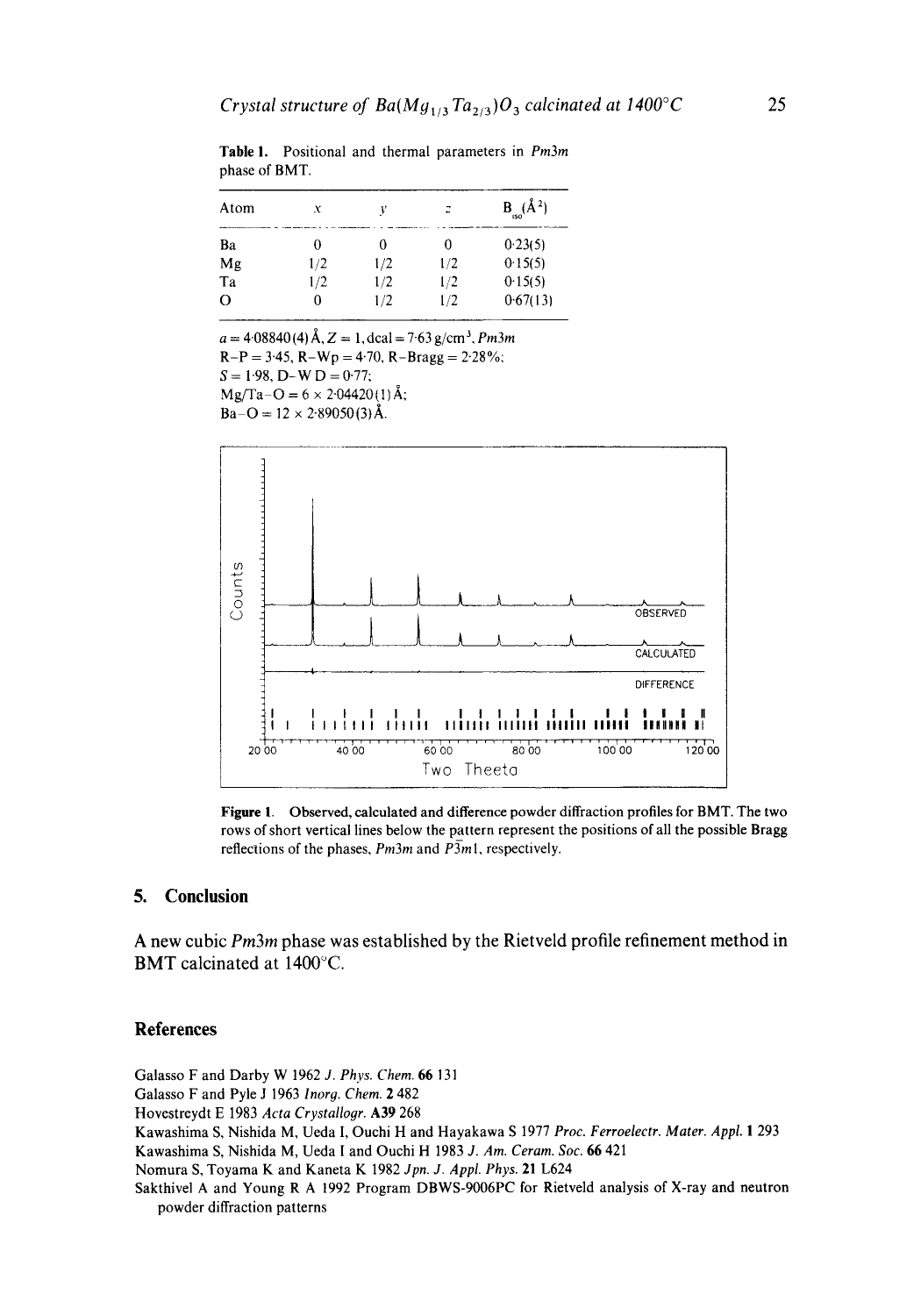Table 1. Positional and thermal parameters in *Pm3m* phase of BMT.

| Atom | $x$ | $y$ | $z$ | $B_{iso}$ (Å$^2$) |
|---|---|---|---|---|
| Ba | 0 | 0 | 0 | 0·23(5) |
| Mg | 1/2 | 1/2 | 1/2 | 0·15(5) |
| Ta | 1/2 | 1/2 | 1/2 | 0·15(5) |
| O | 0 | 1/2 | 1/2 | 0·67(13) |

$a = 4{\cdot}08840(4)$ Å, $Z = 1$, dcal $= 7{\cdot}63$ g/cm$^3$, *Pm3m*
R-P = 3·45, R-Wp = 4·70, R-Bragg = 2·28%;
S = 1·98, D-W D = 0·77;
Mg/Ta-O = 6 × 2·04420(1) Å;
Ba-O = 12 × 2·89050(3) Å.

Counts

OBSERVED

CALCULATED

DIFFERENCE

20 00 40 00 60 00 80 00 100 00 120 00

Two Theeta

**Figure 1.** Observed, calculated and difference powder diffraction profiles for BMT. The two rows of short vertical lines below the pattern represent the positions of all the possible Bragg reflections of the phases, *Pm3m* and *P*$\bar{3}$*m*1, respectively.

## 5. Conclusion

A new cubic *Pm3m* phase was established by the Rietveld profile refinement method in BMT calcinated at 1400°C.

## References

Galasso F and Darby W 1962 *J. Phys. Chem.* **66** 131

Galasso F and Pyle J 1963 *Inorg. Chem.* **2** 482

Hovestreydt E 1983 *Acta Crystallogr.* **A39** 268

Kawashima S, Nishida M, Ueda I, Ouchi H and Hayakawa S 1977 *Proc. Ferroelectr. Mater. Appl.* **1** 293

Kawashima S, Nishida M, Ueda I and Ouchi H 1983 *J. Am. Ceram. Soc.* **66** 421

Nomura S, Toyama K and Kaneta K 1982 *Jpn. J. Appl. Phys.* **21** L624

Sakthivel A and Young R A 1992 Program DBWS-9006PC for Rietveld analysis of X-ray and neutron powder diffraction patterns